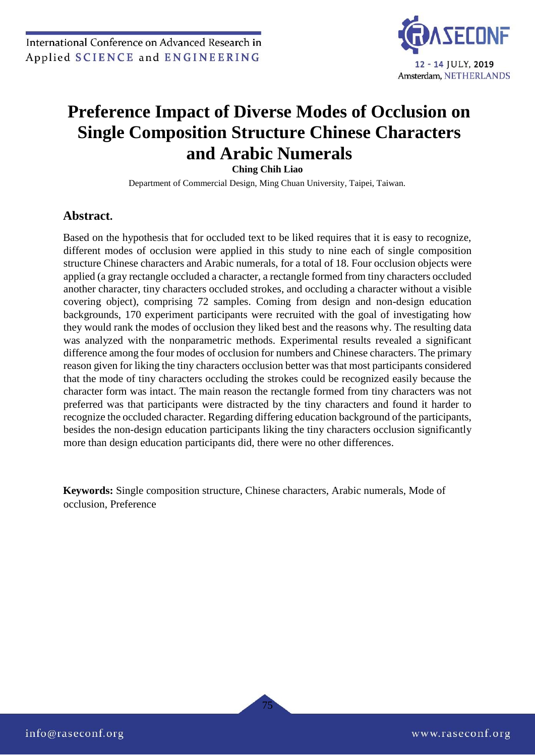# Preference Impact of Diverse Modes of Occlusion on Single Composition Structure Chinese Characters and Arabic Numerals

**Ching Chih Liao**

Department of Commercial Design, Ming Chuan University, Taipei, Taiwan.

## Abstract.

Based on the hypothesis that for occluded text to be liked requires that it is easy to recognize, different modes of occlusion were applied in this study to nine each of single composition structure Chinese characters and Arabic numerals, for a total of 18. Four occlusion objects were applied (a gray rectangle occluded a character, a rectangle formed from tiny characters occluded another character, tiny characters occluded strokes, and occluding a character without a visible covering object), comprising 72 samples. Coming from design and non-design education backgrounds, 170 experiment participants were recruited with the goal of investigating how they would rank the modes of occlusion they liked best and the reasons why. The resulting data was analyzed with the nonparametric methods. Experimental results revealed a significant difference among the four modes of occlusion for numbers and Chinese characters. The primary reason given for liking the tiny characters occlusion better was that most participants considered that the mode of tiny characters occluding the strokes could be recognized easily because the character form was intact. The main reason the rectangle formed from tiny characters was not preferred was that participants were distracted by the tiny characters and found it harder to recognize the occluded character. Regarding differing education background of the participants, besides the non-design education participants liking the tiny characters occlusion significantly more than design education participants did, there were no other differences.

**Keywords:** Single composition structure, Chinese characters, Arabic numerals, Mode of occlusion, Preference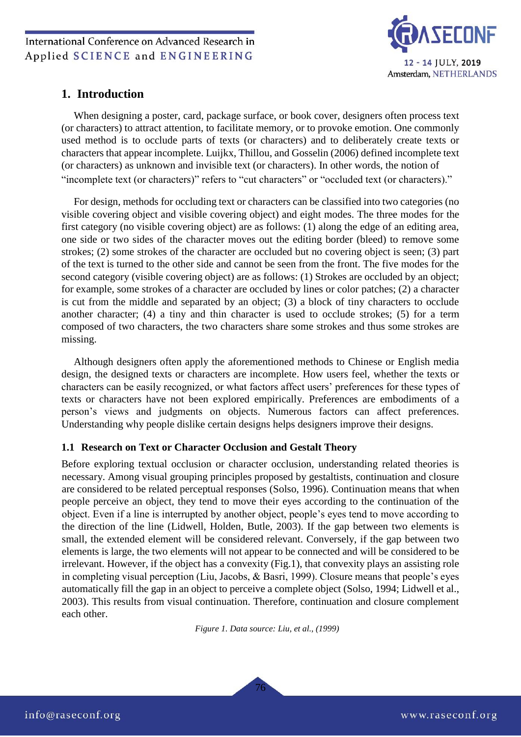## 1. Introduction

When designing a poster, card, package surface, or book cover, designers often process text (or characters) to attract attention, to facilitate memory, or to provoke emotion. One commonly used method is to occlude parts of texts (or characters) and to deliberately create texts or characters that appear incomplete. Luijkx, Thillou, and Gosselin (2006) defined incomplete text (or characters) as unknown and invisible text (or characters). In other words, the notion of "incomplete text (or characters)" refers to "cut characters" or "occluded text (or characters)."

For design, methods for occluding text or characters can be classified into two categories (no visible covering object and visible covering object) and eight modes. The three modes for the first category (no visible covering object) are as follows: (1) along the edge of an editing area, one side or two sides of the character moves out the editing border (bleed) to remove some strokes; (2) some strokes of the character are occluded but no covering object is seen; (3) part of the text is turned to the other side and cannot be seen from the front. The five modes for the second category (visible covering object) are as follows: (1) Strokes are occluded by an object; for example, some strokes of a character are occluded by lines or color patches; (2) a character is cut from the middle and separated by an object; (3) a block of tiny characters to occlude another character; (4) a tiny and thin character is used to occlude strokes; (5) for a term composed of two characters, the two characters share some strokes and thus some strokes are missing.

Although designers often apply the aforementioned methods to Chinese or English media design, the designed texts or characters are incomplete. How users feel, whether the texts or characters can be easily recognized, or what factors affect users' preferences for these types of texts or characters have not been explored empirically. Preferences are embodiments of a person's views and judgments on objects. Numerous factors can affect preferences. Understanding why people dislike certain designs helps designers improve their designs.

### 1.1 Research on Text or Character Occlusion and Gestalt Theory

Before exploring textual occlusion or character occlusion, understanding related theories is necessary. Among visual grouping principles proposed by gestaltists, continuation and closure are considered to be related perceptual responses (Solso, 1996). Continuation means that when people perceive an object, they tend to move their eyes according to the continuation of the object. Even if a line is interrupted by another object, people's eyes tend to move according to the direction of the line (Lidwell, Holden, Butle, 2003). If the gap between two elements is small, the extended element will be considered relevant. Conversely, if the gap between two elements is large, the two elements will not appear to be connected and will be considered to be irrelevant. However, if the object has a convexity (Fig.1), that convexity plays an assisting role in completing visual perception (Liu, Jacobs, & Basri, 1999). Closure means that people's eyes automatically fill the gap in an object to perceive a complete object (Solso, 1994; Lidwell et al., 2003). This results from visual continuation. Therefore, continuation and closure complement each other.

*Figure 1. Data source: Liu, et al., (1999)*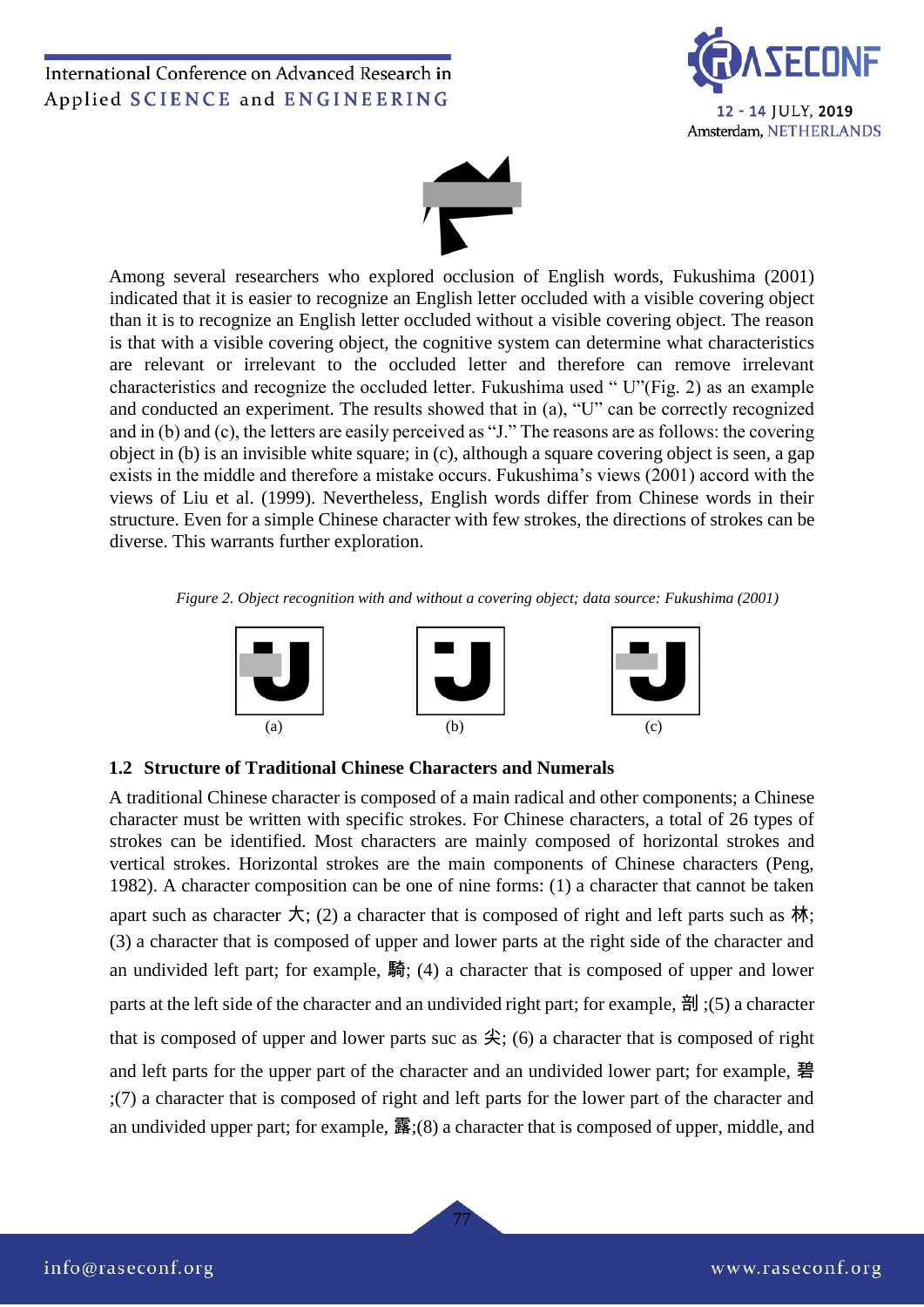Among several researchers who explored occlusion of English words, Fukushima (2001) indicated that it is easier to recognize an English letter occluded with a visible covering object than it is to recognize an English letter occluded without a visible covering object. The reason is that with a visible covering object, the cognitive system can determine what characteristics are relevant or irrelevant to the occluded letter and therefore can remove irrelevant characteristics and recognize the occluded letter. Fukushima used " U"(Fig. 2) as an example and conducted an experiment. The results showed that in (a), "U" can be correctly recognized and in (b) and (c), the letters are easily perceived as "J." The reasons are as follows: the covering object in (b) is an invisible white square; in (c), although a square covering object is seen, a gap exists in the middle and therefore a mistake occurs. Fukushima's views (2001) accord with the views of Liu et al. (1999). Nevertheless, English words differ from Chinese words in their structure. Even for a simple Chinese character with few strokes, the directions of strokes can be diverse. This warrants further exploration.

*Figure 2. Object recognition with and without a covering object; data source: Fukushima (2001)*

(a) (b) (c)

### 1.2 Structure of Traditional Chinese Characters and Numerals

A traditional Chinese character is composed of a main radical and other components; a Chinese character must be written with specific strokes. For Chinese characters, a total of 26 types of strokes can be identified. Most characters are mainly composed of horizontal strokes and vertical strokes. Horizontal strokes are the main components of Chinese characters (Peng, 1982). A character composition can be one of nine forms: (1) a character that cannot be taken apart such as character 大; (2) a character that is composed of right and left parts such as 林; (3) a character that is composed of upper and lower parts at the right side of the character and an undivided left part; for example, 騎; (4) a character that is composed of upper and lower parts at the left side of the character and an undivided right part; for example, 剖 ;(5) a character that is composed of upper and lower parts suc as 尖; (6) a character that is composed of right and left parts for the upper part of the character and an undivided lower part; for example, 碧 ;(7) a character that is composed of right and left parts for the lower part of the character and an undivided upper part; for example, 露;(8) a character that is composed of upper, middle, and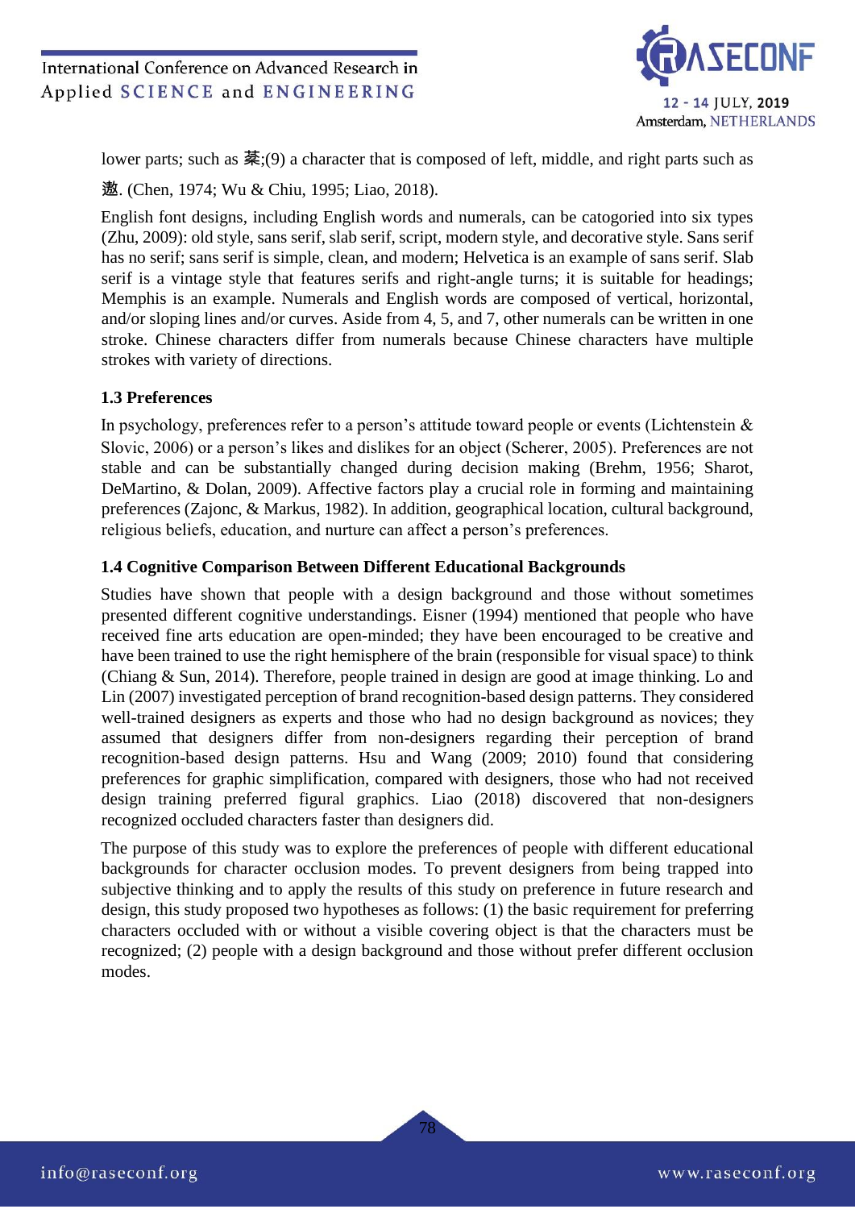lower parts; such as 菜;(9) a character that is composed of left, middle, and right parts such as 邀. (Chen, 1974; Wu & Chiu, 1995; Liao, 2018).

English font designs, including English words and numerals, can be catogoried into six types (Zhu, 2009): old style, sans serif, slab serif, script, modern style, and decorative style. Sans serif has no serif; sans serif is simple, clean, and modern; Helvetica is an example of sans serif. Slab serif is a vintage style that features serifs and right-angle turns; it is suitable for headings; Memphis is an example. Numerals and English words are composed of vertical, horizontal, and/or sloping lines and/or curves. Aside from 4, 5, and 7, other numerals can be written in one stroke. Chinese characters differ from numerals because Chinese characters have multiple strokes with variety of directions.

### 1.3 Preferences

In psychology, preferences refer to a person's attitude toward people or events (Lichtenstein & Slovic, 2006) or a person's likes and dislikes for an object (Scherer, 2005). Preferences are not stable and can be substantially changed during decision making (Brehm, 1956; Sharot, DeMartino, & Dolan, 2009). Affective factors play a crucial role in forming and maintaining preferences (Zajonc, & Markus, 1982). In addition, geographical location, cultural background, religious beliefs, education, and nurture can affect a person's preferences.

### 1.4 Cognitive Comparison Between Different Educational Backgrounds

Studies have shown that people with a design background and those without sometimes presented different cognitive understandings. Eisner (1994) mentioned that people who have received fine arts education are open-minded; they have been encouraged to be creative and have been trained to use the right hemisphere of the brain (responsible for visual space) to think (Chiang & Sun, 2014). Therefore, people trained in design are good at image thinking. Lo and Lin (2007) investigated perception of brand recognition-based design patterns. They considered well-trained designers as experts and those who had no design background as novices; they assumed that designers differ from non-designers regarding their perception of brand recognition-based design patterns. Hsu and Wang (2009; 2010) found that considering preferences for graphic simplification, compared with designers, those who had not received design training preferred figural graphics. Liao (2018) discovered that non-designers recognized occluded characters faster than designers did.

The purpose of this study was to explore the preferences of people with different educational backgrounds for character occlusion modes. To prevent designers from being trapped into subjective thinking and to apply the results of this study on preference in future research and design, this study proposed two hypotheses as follows: (1) the basic requirement for preferring characters occluded with or without a visible covering object is that the characters must be recognized; (2) people with a design background and those without prefer different occlusion modes.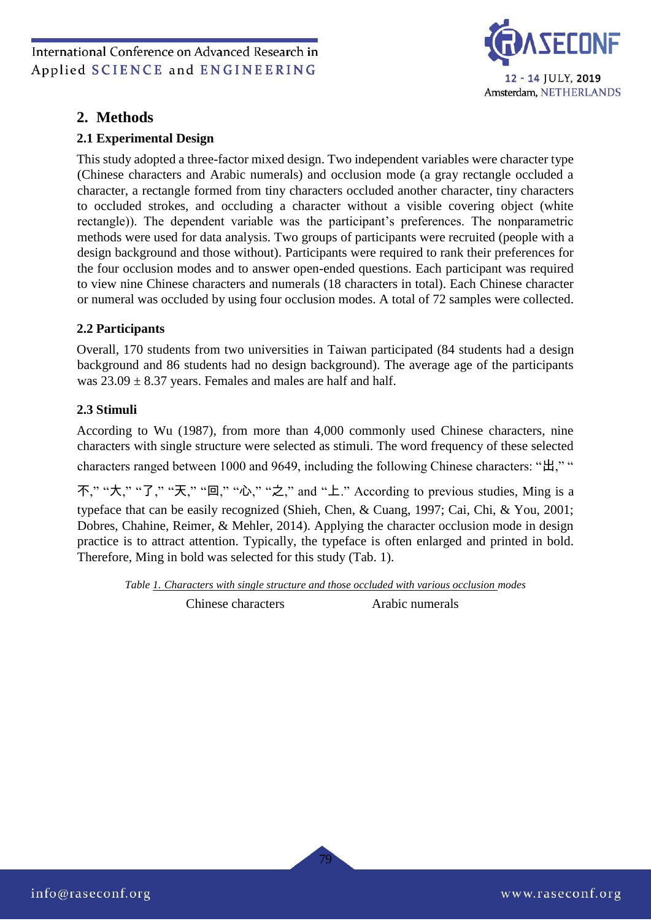## 2. Methods

### 2.1 Experimental Design

This study adopted a three-factor mixed design. Two independent variables were character type (Chinese characters and Arabic numerals) and occlusion mode (a gray rectangle occluded a character, a rectangle formed from tiny characters occluded another character, tiny characters to occluded strokes, and occluding a character without a visible covering object (white rectangle)). The dependent variable was the participant's preferences. The nonparametric methods were used for data analysis. Two groups of participants were recruited (people with a design background and those without). Participants were required to rank their preferences for the four occlusion modes and to answer open-ended questions. Each participant was required to view nine Chinese characters and numerals (18 characters in total). Each Chinese character or numeral was occluded by using four occlusion modes. A total of 72 samples were collected.

### 2.2 Participants

Overall, 170 students from two universities in Taiwan participated (84 students had a design background and 86 students had no design background). The average age of the participants was 23.09 ± 8.37 years. Females and males are half and half.

### 2.3 Stimuli

According to Wu (1987), from more than 4,000 commonly used Chinese characters, nine characters with single structure were selected as stimuli. The word frequency of these selected characters ranged between 1000 and 9649, including the following Chinese characters: "出," "不," "大," "了," "天," "回," "心," "之," and "上." According to previous studies, Ming is a typeface that can be easily recognized (Shieh, Chen, & Cuang, 1997; Cai, Chi, & You, 2001; Dobres, Chahine, Reimer, & Mehler, 2014). Applying the character occlusion mode in design practice is to attract attention. Typically, the typeface is often enlarged and printed in bold. Therefore, Ming in bold was selected for this study (Tab. 1).

*Table 1. Characters with single structure and those occluded with various occlusion modes*

| Chinese characters | Arabic numerals |
|---|---|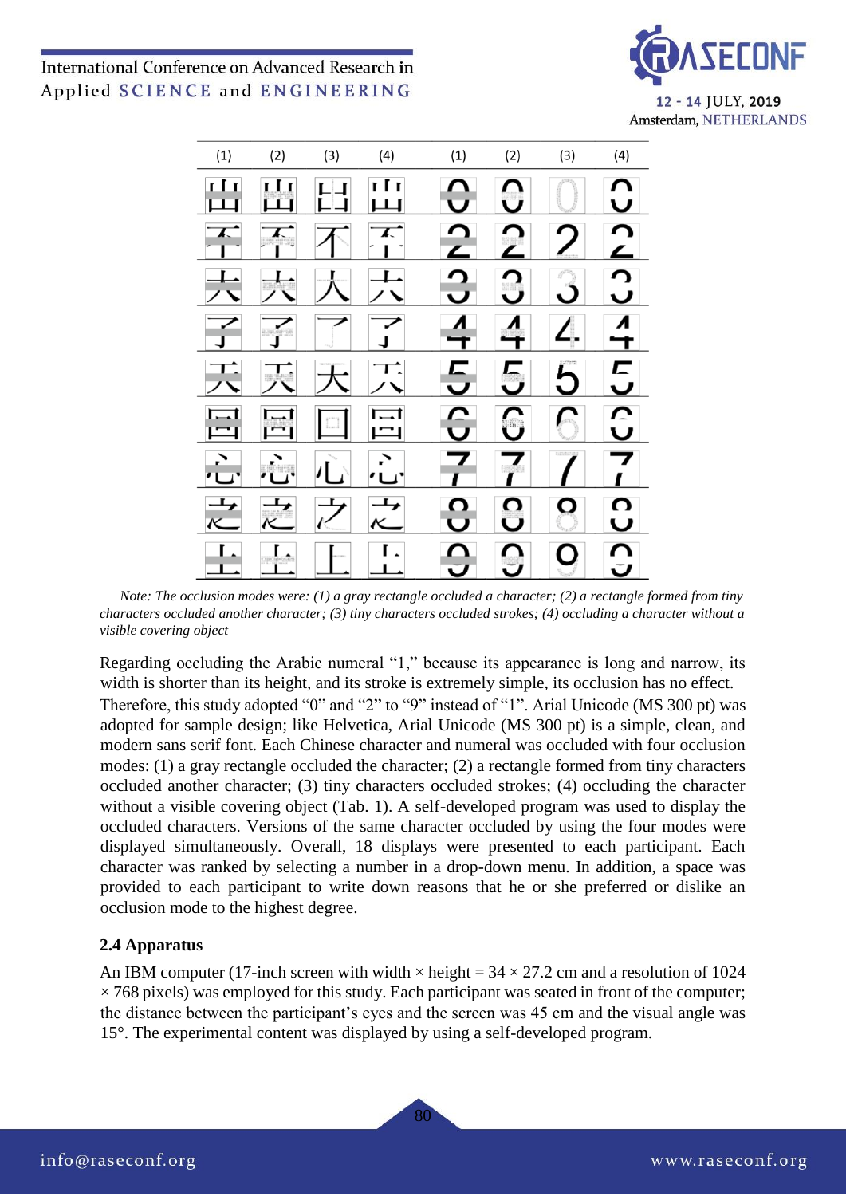| (1) | (2) | (3) | (4) | (1) | (2) | (3) | (4) |
|---|---|---|---|---|---|---|---|
| 出 | 出 | 出 | 出 | 0 | 0 | 0 | 0 |
| 不 | 不 | 不 | 不 | 2 | 2 | 2 | 2 |
| 大 | 大 | 大 | 大 | 3 | 3 | 3 | 3 |
| 了 | 了 | 了 | 了 | 4 | 4 | 4 | 4 |
| 天 | 天 | 天 | 天 | 5 | 5 | 5 | 5 |
| 回 | 回 | 回 | 回 | 6 | 6 | 6 | 6 |
| 心 | 心 | 心 | 心 | 7 | 7 | 7 | 7 |
| 之 | 之 | 之 | 之 | 8 | 8 | 8 | 8 |
| 上 | 上 | 上 | 上 | 9 | 9 | 9 | 9 |

*Note: The occlusion modes were: (1) a gray rectangle occluded a character; (2) a rectangle formed from tiny characters occluded another character; (3) tiny characters occluded strokes; (4) occluding a character without a visible covering object*

Regarding occluding the Arabic numeral "1," because its appearance is long and narrow, its width is shorter than its height, and its stroke is extremely simple, its occlusion has no effect. Therefore, this study adopted "0" and "2" to "9" instead of "1". Arial Unicode (MS 300 pt) was adopted for sample design; like Helvetica, Arial Unicode (MS 300 pt) is a simple, clean, and modern sans serif font. Each Chinese character and numeral was occluded with four occlusion modes: (1) a gray rectangle occluded the character; (2) a rectangle formed from tiny characters occluded another character; (3) tiny characters occluded strokes; (4) occluding the character without a visible covering object (Tab. 1). A self-developed program was used to display the occluded characters. Versions of the same character occluded by using the four modes were displayed simultaneously. Overall, 18 displays were presented to each participant. Each character was ranked by selecting a number in a drop-down menu. In addition, a space was provided to each participant to write down reasons that he or she preferred or dislike an occlusion mode to the highest degree.

### 2.4 Apparatus

An IBM computer (17-inch screen with width × height = 34 × 27.2 cm and a resolution of 1024 × 768 pixels) was employed for this study. Each participant was seated in front of the computer; the distance between the participant's eyes and the screen was 45 cm and the visual angle was 15°. The experimental content was displayed by using a self-developed program.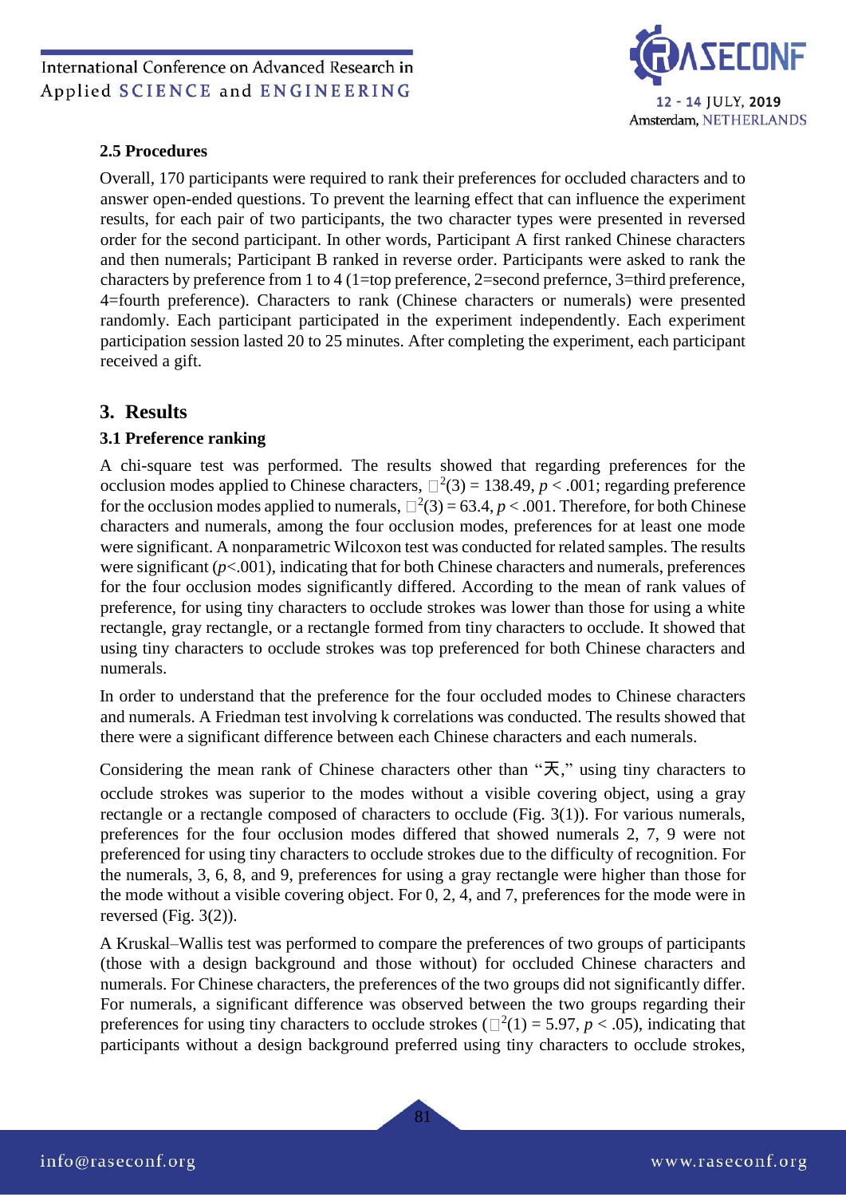### 2.5 Procedures

Overall, 170 participants were required to rank their preferences for occluded characters and to answer open-ended questions. To prevent the learning effect that can influence the experiment results, for each pair of two participants, the two character types were presented in reversed order for the second participant. In other words, Participant A first ranked Chinese characters and then numerals; Participant B ranked in reverse order. Participants were asked to rank the characters by preference from 1 to 4 (1=top preference, 2=second prefernce, 3=third preference, 4=fourth preference). Characters to rank (Chinese characters or numerals) were presented randomly. Each participant participated in the experiment independently. Each experiment participation session lasted 20 to 25 minutes. After completing the experiment, each participant received a gift.

## 3. Results

### 3.1 Preference ranking

A chi-square test was performed. The results showed that regarding preferences for the occlusion modes applied to Chinese characters, $\chi^2(3) = 138.49$, $p < .001$; regarding preference for the occlusion modes applied to numerals, $\chi^2(3) = 63.4$, $p < .001$. Therefore, for both Chinese characters and numerals, among the four occlusion modes, preferences for at least one mode were significant. A nonparametric Wilcoxon test was conducted for related samples. The results were significant ($p<.001$), indicating that for both Chinese characters and numerals, preferences for the four occlusion modes significantly differed. According to the mean of rank values of preference, for using tiny characters to occlude strokes was lower than those for using a white rectangle, gray rectangle, or a rectangle formed from tiny characters to occlude. It showed that using tiny characters to occlude strokes was top preferenced for both Chinese characters and numerals.

In order to understand that the preference for the four occluded modes to Chinese characters and numerals. A Friedman test involving k correlations was conducted. The results showed that there were a significant difference between each Chinese characters and each numerals.

Considering the mean rank of Chinese characters other than "天," using tiny characters to occlude strokes was superior to the modes without a visible covering object, using a gray rectangle or a rectangle composed of characters to occlude (Fig. 3(1)). For various numerals, preferences for the four occlusion modes differed that showed numerals 2, 7, 9 were not preferenced for using tiny characters to occlude strokes due to the difficulty of recognition. For the numerals, 3, 6, 8, and 9, preferences for using a gray rectangle were higher than those for the mode without a visible covering object. For 0, 2, 4, and 7, preferences for the mode were in reversed (Fig. 3(2)).

A Kruskal–Wallis test was performed to compare the preferences of two groups of participants (those with a design background and those without) for occluded Chinese characters and numerals. For Chinese characters, the preferences of the two groups did not significantly differ. For numerals, a significant difference was observed between the two groups regarding their preferences for using tiny characters to occlude strokes ($\chi^2(1) = 5.97$, $p < .05$), indicating that participants without a design background preferred using tiny characters to occlude strokes,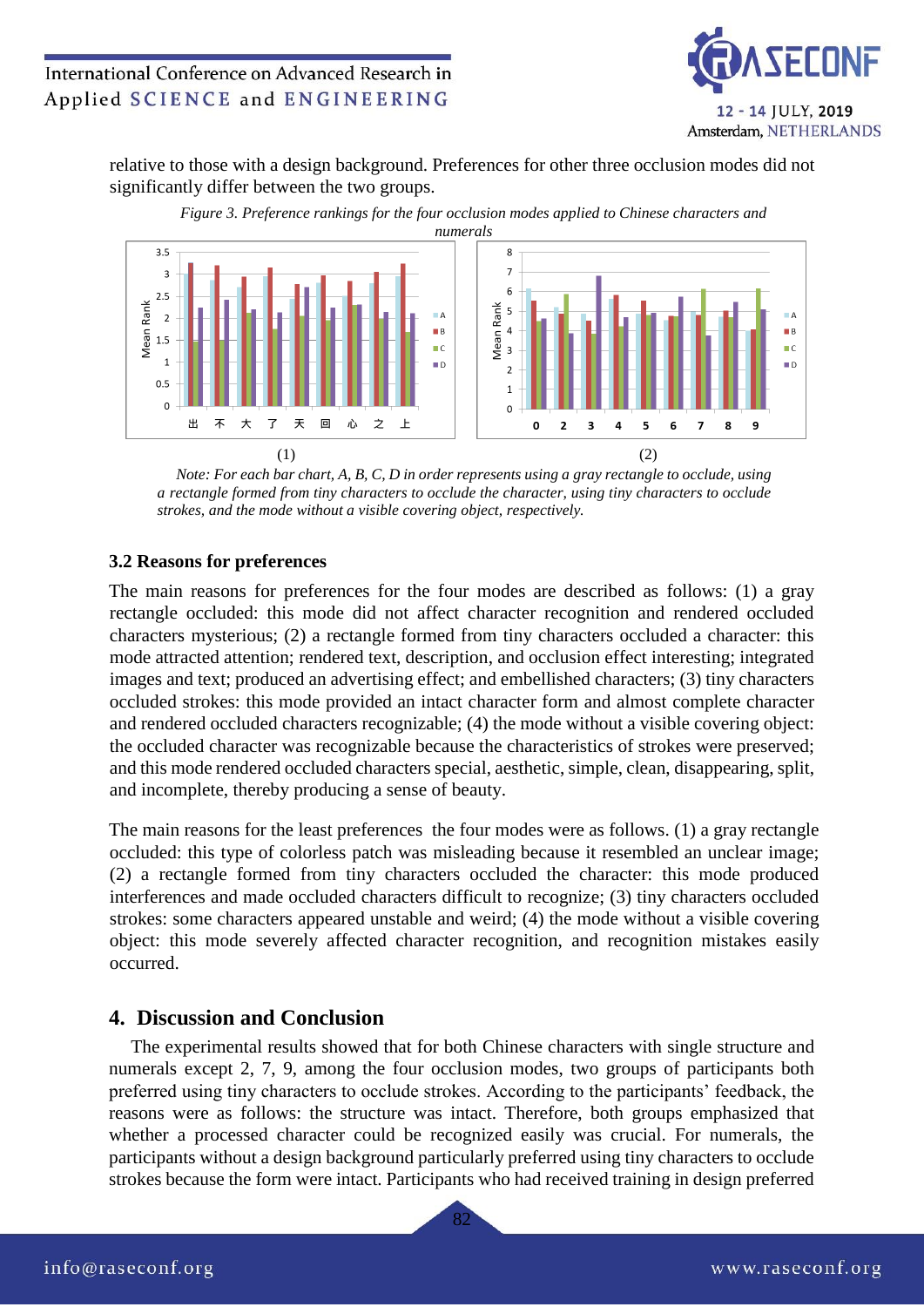relative to those with a design background. Preferences for other three occlusion modes did not significantly differ between the two groups.

*Figure 3. Preference rankings for the four occlusion modes applied to Chinese characters and numerals*

(1) (2)

*Note: For each bar chart, A, B, C, D in order represents using a gray rectangle to occlude, using a rectangle formed from tiny characters to occlude the character, using tiny characters to occlude strokes, and the mode without a visible covering object, respectively.*

### 3.2 Reasons for preferences

The main reasons for preferences for the four modes are described as follows: (1) a gray rectangle occluded: this mode did not affect character recognition and rendered occluded characters mysterious; (2) a rectangle formed from tiny characters occluded a character: this mode attracted attention; rendered text, description, and occlusion effect interesting; integrated images and text; produced an advertising effect; and embellished characters; (3) tiny characters occluded strokes: this mode provided an intact character form and almost complete character and rendered occluded characters recognizable; (4) the mode without a visible covering object: the occluded character was recognizable because the characteristics of strokes were preserved; and this mode rendered occluded characters special, aesthetic, simple, clean, disappearing, split, and incomplete, thereby producing a sense of beauty.

The main reasons for the least preferences the four modes were as follows. (1) a gray rectangle occluded: this type of colorless patch was misleading because it resembled an unclear image; (2) a rectangle formed from tiny characters occluded the character: this mode produced interferences and made occluded characters difficult to recognize; (3) tiny characters occluded strokes: some characters appeared unstable and weird; (4) the mode without a visible covering object: this mode severely affected character recognition, and recognition mistakes easily occurred.

## 4. Discussion and Conclusion

The experimental results showed that for both Chinese characters with single structure and numerals except 2, 7, 9, among the four occlusion modes, two groups of participants both preferred using tiny characters to occlude strokes. According to the participants' feedback, the reasons were as follows: the structure was intact. Therefore, both groups emphasized that whether a processed character could be recognized easily was crucial. For numerals, the participants without a design background particularly preferred using tiny characters to occlude strokes because the form were intact. Participants who had received training in design preferred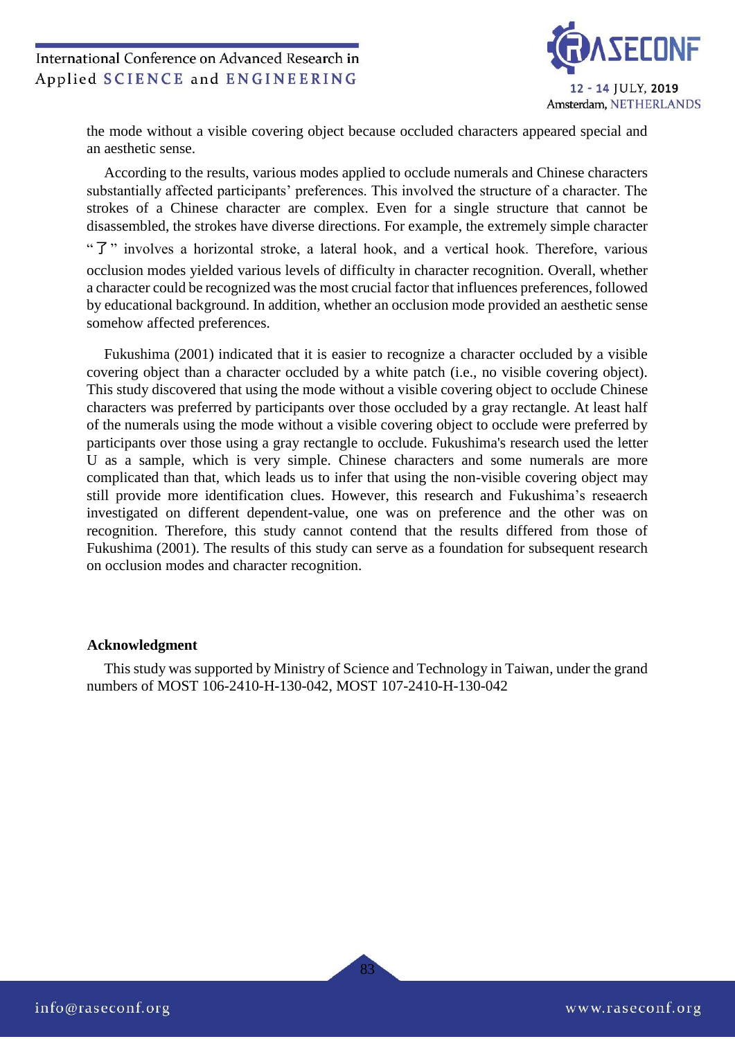the mode without a visible covering object because occluded characters appeared special and an aesthetic sense.

According to the results, various modes applied to occlude numerals and Chinese characters substantially affected participants' preferences. This involved the structure of a character. The strokes of a Chinese character are complex. Even for a single structure that cannot be disassembled, the strokes have diverse directions. For example, the extremely simple character "了" involves a horizontal stroke, a lateral hook, and a vertical hook. Therefore, various occlusion modes yielded various levels of difficulty in character recognition. Overall, whether a character could be recognized was the most crucial factor that influences preferences, followed by educational background. In addition, whether an occlusion mode provided an aesthetic sense somehow affected preferences.

Fukushima (2001) indicated that it is easier to recognize a character occluded by a visible covering object than a character occluded by a white patch (i.e., no visible covering object). This study discovered that using the mode without a visible covering object to occlude Chinese characters was preferred by participants over those occluded by a gray rectangle. At least half of the numerals using the mode without a visible covering object to occlude were preferred by participants over those using a gray rectangle to occlude. Fukushima's research used the letter U as a sample, which is very simple. Chinese characters and some numerals are more complicated than that, which leads us to infer that using the non-visible covering object may still provide more identification clues. However, this research and Fukushima's reseaerch investigated on different dependent-value, one was on preference and the other was on recognition. Therefore, this study cannot contend that the results differed from those of Fukushima (2001). The results of this study can serve as a foundation for subsequent research on occlusion modes and character recognition.

**Acknowledgment**

This study was supported by Ministry of Science and Technology in Taiwan, under the grand numbers of MOST 106-2410-H-130-042, MOST 107-2410-H-130-042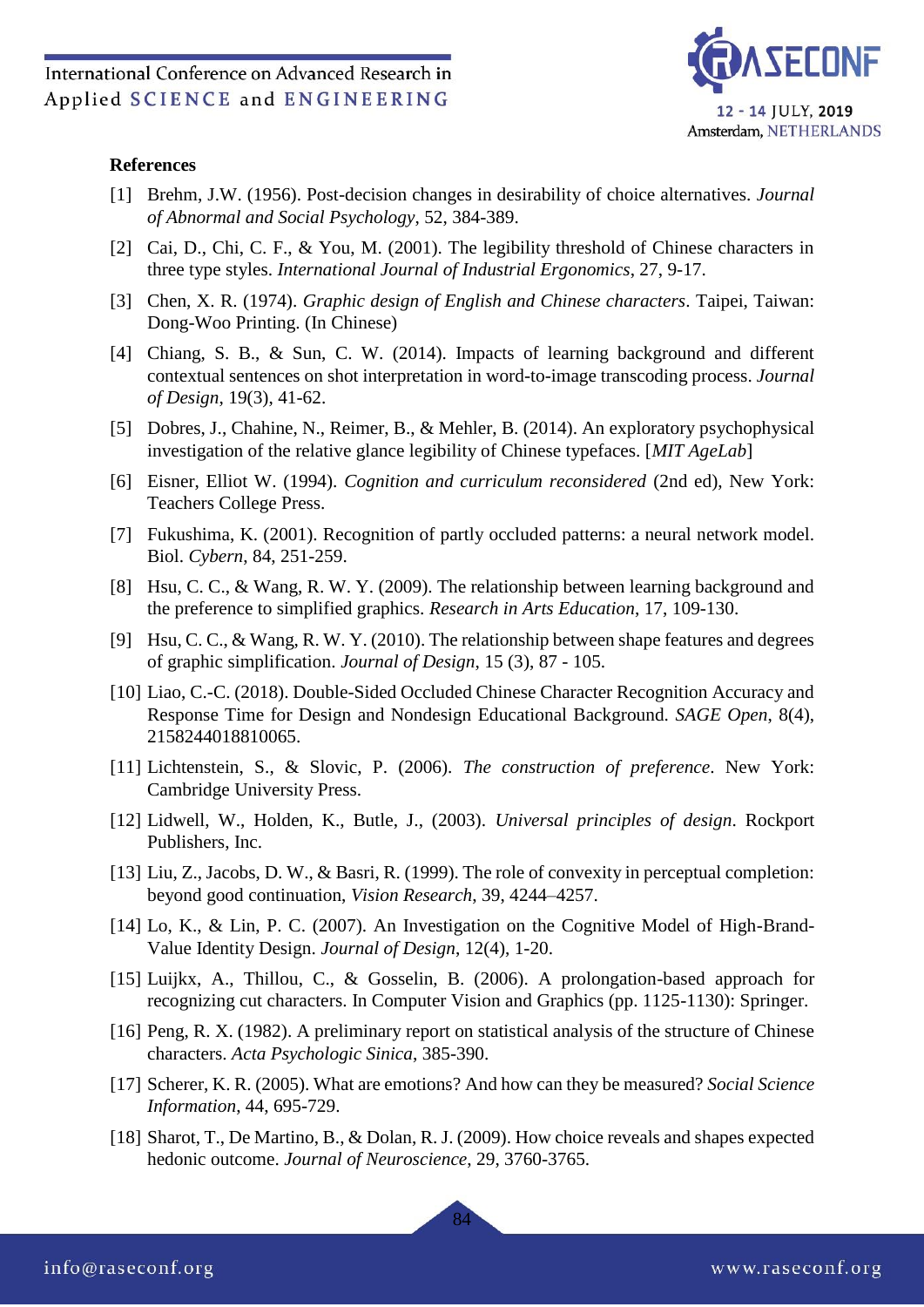## References

[1] Brehm, J.W. (1956). Post-decision changes in desirability of choice alternatives. *Journal of Abnormal and Social Psychology*, 52, 384-389.

[2] Cai, D., Chi, C. F., & You, M. (2001). The legibility threshold of Chinese characters in three type styles. *International Journal of Industrial Ergonomics*, 27, 9-17.

[3] Chen, X. R. (1974). *Graphic design of English and Chinese characters*. Taipei, Taiwan: Dong-Woo Printing. (In Chinese)

[4] Chiang, S. B., & Sun, C. W. (2014). Impacts of learning background and different contextual sentences on shot interpretation in word-to-image transcoding process. *Journal of Design*, 19(3), 41-62.

[5] Dobres, J., Chahine, N., Reimer, B., & Mehler, B. (2014). An exploratory psychophysical investigation of the relative glance legibility of Chinese typefaces. [*MIT AgeLab*]

[6] Eisner, Elliot W. (1994). *Cognition and curriculum reconsidered* (2nd ed), New York: Teachers College Press.

[7] Fukushima, K. (2001). Recognition of partly occluded patterns: a neural network model. Biol. *Cybern*, 84, 251-259.

[8] Hsu, C. C., & Wang, R. W. Y. (2009). The relationship between learning background and the preference to simplified graphics. *Research in Arts Education*, 17, 109-130.

[9] Hsu, C. C., & Wang, R. W. Y. (2010). The relationship between shape features and degrees of graphic simplification. *Journal of Design*, 15 (3), 87 - 105.

[10] Liao, C.-C. (2018). Double-Sided Occluded Chinese Character Recognition Accuracy and Response Time for Design and Nondesign Educational Background. *SAGE Open*, 8(4), 2158244018810065.

[11] Lichtenstein, S., & Slovic, P. (2006). *The construction of preference*. New York: Cambridge University Press.

[12] Lidwell, W., Holden, K., Butle, J., (2003). *Universal principles of design*. Rockport Publishers, Inc.

[13] Liu, Z., Jacobs, D. W., & Basri, R. (1999). The role of convexity in perceptual completion: beyond good continuation, *Vision Research*, 39, 4244–4257.

[14] Lo, K., & Lin, P. C. (2007). An Investigation on the Cognitive Model of High-Brand-Value Identity Design. *Journal of Design*, 12(4), 1-20.

[15] Luijkx, A., Thillou, C., & Gosselin, B. (2006). A prolongation-based approach for recognizing cut characters. In Computer Vision and Graphics (pp. 1125-1130): Springer.

[16] Peng, R. X. (1982). A preliminary report on statistical analysis of the structure of Chinese characters. *Acta Psychologic Sinica*, 385-390.

[17] Scherer, K. R. (2005). What are emotions? And how can they be measured? *Social Science Information*, 44, 695-729.

[18] Sharot, T., De Martino, B., & Dolan, R. J. (2009). How choice reveals and shapes expected hedonic outcome. *Journal of Neuroscience*, 29, 3760-3765.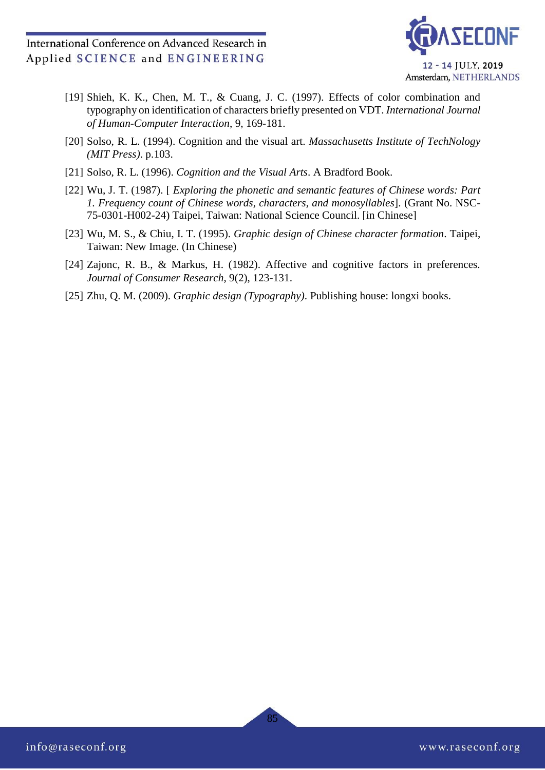[19] Shieh, K. K., Chen, M. T., & Cuang, J. C. (1997). Effects of color combination and typography on identification of characters briefly presented on VDT. *International Journal of Human-Computer Interaction*, 9, 169-181.

[20] Solso, R. L. (1994). Cognition and the visual art. *Massachusetts Institute of TechNology (MIT Press)*. p.103.

[21] Solso, R. L. (1996). *Cognition and the Visual Arts*. A Bradford Book.

[22] Wu, J. T. (1987). [ *Exploring the phonetic and semantic features of Chinese words: Part 1. Frequency count of Chinese words, characters, and monosyllables*]. (Grant No. NSC-75-0301-H002-24) Taipei, Taiwan: National Science Council. [in Chinese]

[23] Wu, M. S., & Chiu, I. T. (1995). *Graphic design of Chinese character formation*. Taipei, Taiwan: New Image. (In Chinese)

[24] Zajonc, R. B., & Markus, H. (1982). Affective and cognitive factors in preferences. *Journal of Consumer Research*, 9(2), 123-131.

[25] Zhu, Q. M. (2009). *Graphic design (Typography)*. Publishing house: longxi books.